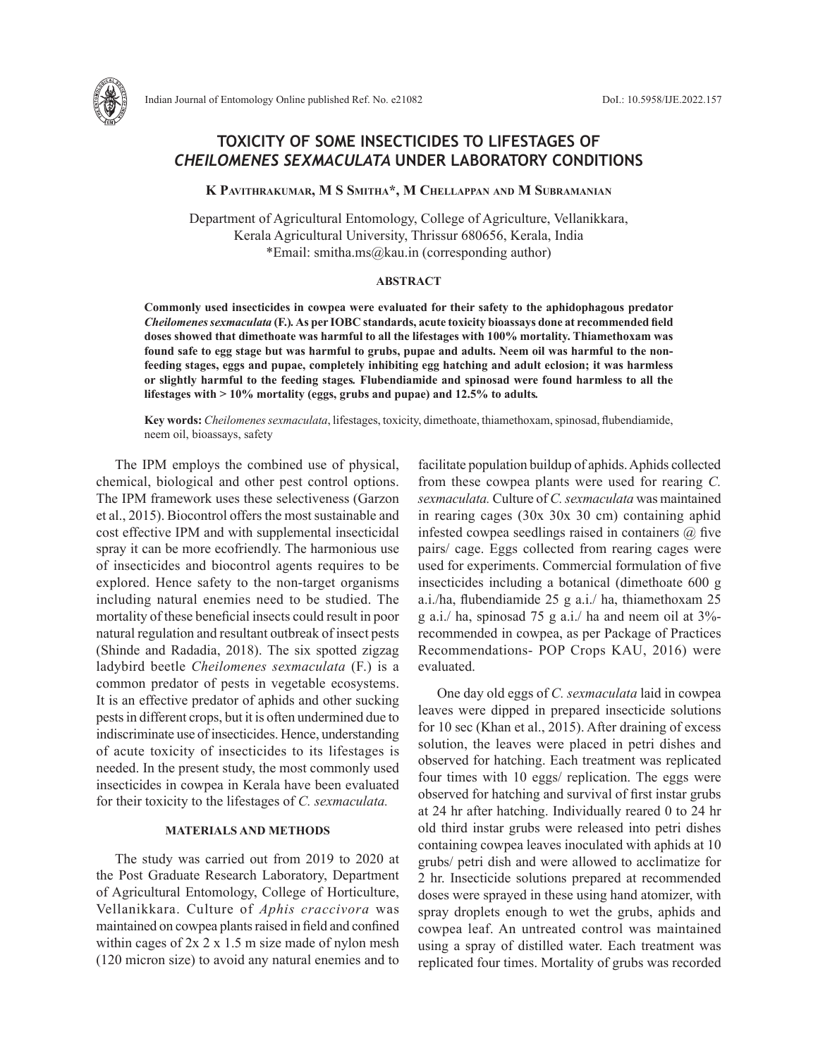# TOXICITY OF SOME INSECTICIDES TO LIFESTAGES OF *CHEILOMENES SEXMACULATA* UNDER LABORATORY CONDITIONS

**K Pavithrakumar, M S Smitha\*, M Chellappan and M Subramanian**

Department of Agricultural Entomology, College of Agriculture, Vellanikkara, Kerala Agricultural University, Thrissur 680656, Kerala, India
\*Email: smitha.ms@kau.in (corresponding author)

## ABSTRACT

**Commonly used insecticides in cowpea were evaluated for their safety to the aphidophagous predator *Cheilomenes sexmaculata* (F.). As per IOBC standards, acute toxicity bioassays done at recommended field doses showed that dimethoate was harmful to all the lifestages with 100% mortality. Thiamethoxam was found safe to egg stage but was harmful to grubs, pupae and adults. Neem oil was harmful to the non-feeding stages, eggs and pupae, completely inhibiting egg hatching and adult eclosion; it was harmless or slightly harmful to the feeding stages. Flubendiamide and spinosad were found harmless to all the lifestages with > 10% mortality (eggs, grubs and pupae) and 12.5% to adults.**

**Key words:** *Cheilomenes sexmaculata*, lifestages, toxicity, dimethoate, thiamethoxam, spinosad, flubendiamide, neem oil, bioassays, safety

The IPM employs the combined use of physical, chemical, biological and other pest control options. The IPM framework uses these selectiveness (Garzon et al., 2015). Biocontrol offers the most sustainable and cost effective IPM and with supplemental insecticidal spray it can be more ecofriendly. The harmonious use of insecticides and biocontrol agents requires to be explored. Hence safety to the non-target organisms including natural enemies need to be studied. The mortality of these beneficial insects could result in poor natural regulation and resultant outbreak of insect pests (Shinde and Radadia, 2018). The six spotted zigzag ladybird beetle *Cheilomenes sexmaculata* (F.) is a common predator of pests in vegetable ecosystems. It is an effective predator of aphids and other sucking pests in different crops, but it is often undermined due to indiscriminate use of insecticides. Hence, understanding of acute toxicity of insecticides to its lifestages is needed. In the present study, the most commonly used insecticides in cowpea in Kerala have been evaluated for their toxicity to the lifestages of *C. sexmaculata.*

## MATERIALS AND METHODS

The study was carried out from 2019 to 2020 at the Post Graduate Research Laboratory, Department of Agricultural Entomology, College of Horticulture, Vellanikkara. Culture of *Aphis craccivora* was maintained on cowpea plants raised in field and confined within cages of 2x 2 x 1.5 m size made of nylon mesh (120 micron size) to avoid any natural enemies and to facilitate population buildup of aphids. Aphids collected from these cowpea plants were used for rearing *C. sexmaculata.* Culture of *C. sexmaculata* was maintained in rearing cages (30x 30x 30 cm) containing aphid infested cowpea seedlings raised in containers @ five pairs/ cage. Eggs collected from rearing cages were used for experiments. Commercial formulation of five insecticides including a botanical (dimethoate 600 g a.i./ha, flubendiamide 25 g a.i./ ha, thiamethoxam 25 g a.i./ ha, spinosad 75 g a.i./ ha and neem oil at 3%- recommended in cowpea, as per Package of Practices Recommendations- POP Crops KAU, 2016) were evaluated.

One day old eggs of *C. sexmaculata* laid in cowpea leaves were dipped in prepared insecticide solutions for 10 sec (Khan et al., 2015). After draining of excess solution, the leaves were placed in petri dishes and observed for hatching. Each treatment was replicated four times with 10 eggs/ replication. The eggs were observed for hatching and survival of first instar grubs at 24 hr after hatching. Individually reared 0 to 24 hr old third instar grubs were released into petri dishes containing cowpea leaves inoculated with aphids at 10 grubs/ petri dish and were allowed to acclimatize for 2 hr. Insecticide solutions prepared at recommended doses were sprayed in these using hand atomizer, with spray droplets enough to wet the grubs, aphids and cowpea leaf. An untreated control was maintained using a spray of distilled water. Each treatment was replicated four times. Mortality of grubs was recorded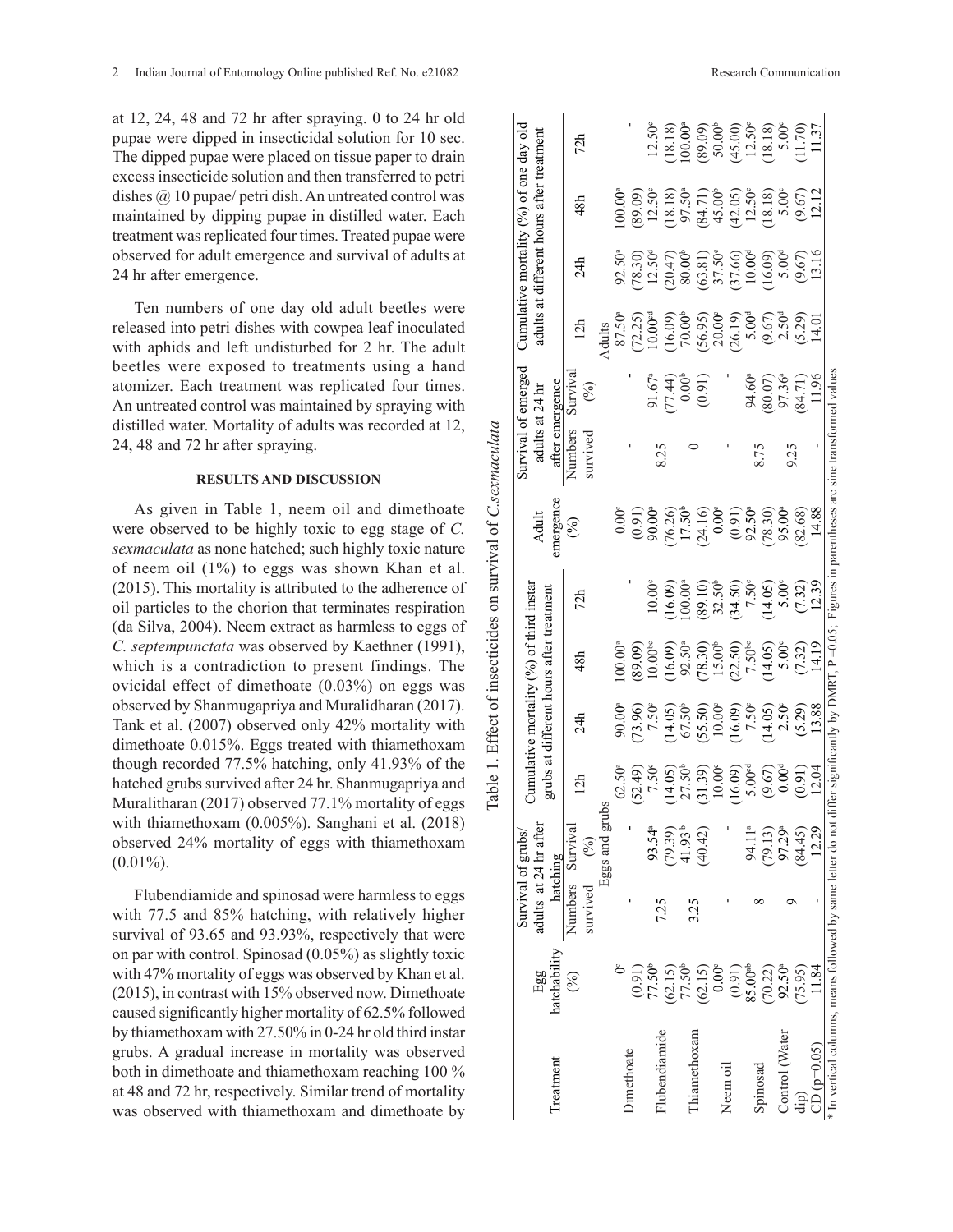at 12, 24, 48 and 72 hr after spraying. 0 to 24 hr old pupae were dipped in insecticidal solution for 10 sec. The dipped pupae were placed on tissue paper to drain excess insecticide solution and then transferred to petri dishes @ 10 pupae/ petri dish. An untreated control was maintained by dipping pupae in distilled water. Each treatment was replicated four times. Treated pupae were observed for adult emergence and survival of adults at 24 hr after emergence.

Ten numbers of one day old adult beetles were released into petri dishes with cowpea leaf inoculated with aphids and left undisturbed for 2 hr. The adult beetles were exposed to treatments using a hand atomizer. Each treatment was replicated four times. An untreated control was maintained by spraying with distilled water. Mortality of adults was recorded at 12, 24, 48 and 72 hr after spraying.

## RESULTS AND DISCUSSION

As given in Table 1, neem oil and dimethoate were observed to be highly toxic to egg stage of *C. sexmaculata* as none hatched; such highly toxic nature of neem oil (1%) to eggs was shown Khan et al. (2015). This mortality is attributed to the adherence of oil particles to the chorion that terminates respiration (da Silva, 2004). Neem extract as harmless to eggs of *C. septempunctata* was observed by Kaethner (1991), which is a contradiction to present findings. The ovicidal effect of dimethoate (0.03%) on eggs was observed by Shanmugapriya and Muralidharan (2017). Tank et al. (2007) observed only 42% mortality with dimethoate 0.015%. Eggs treated with thiamethoxam though recorded 77.5% hatching, only 41.93% of the hatched grubs survived after 24 hr. Shanmugapriya and Muralitharan (2017) observed 77.1% mortality of eggs with thiamethoxam (0.005%). Sanghani et al. (2018) observed 24% mortality of eggs with thiamethoxam (0.01%).

Flubendiamide and spinosad were harmless to eggs with 77.5 and 85% hatching, with relatively higher survival of 93.65 and 93.93%, respectively that were on par with control. Spinosad (0.05%) as slightly toxic with 47% mortality of eggs was observed by Khan et al. (2015), in contrast with 15% observed now. Dimethoate caused significantly higher mortality of 62.5% followed by thiamethoxam with 27.50% in 0-24 hr old third instar grubs. A gradual increase in mortality was observed both in dimethoate and thiamethoxam reaching 100 % at 48 and 72 hr, respectively. Similar trend of mortality was observed with thiamethoxam and dimethoate by

Table 1. Effect of insecticides on survival of *C.sexmaculata*

| Treatment | Egg hatchability (%) | Survival of grubs/ adults at 24 hr after hatching | | Cumulative mortality (%) of third instar grubs at different hours after treatment | | | | Adult emergence (%) | Survival of emerged adults at 24 hr after emergence | | Cumulative mortality (%) of one day old adults at different hours after treatment | | | |
|---|---|---|---|---|---|---|---|---|---|---|---|---|---|---|
| | | Numbers survived | Survival (%) | 12h | 24h | 48h | 72h | | Numbers survived | Survival (%) | 12h | 24h | 48h | 72h |
| | | Eggs and grubs | | | | | | | | | Adults | | | |
| Dimethoate | 0[c] | - | - | 62.50[a] | 90.00[a] | 100.00[a] | - | 0.00[c] | - | - | 87.50[a] | 92.50[a] | 100.00[a] | - |
| | (0.91) | | | (52.49) | (73.96) | (89.09) | | (0.91) | | | (72.25) | (78.30) | (89.09) | |
| Flubendiamide | 77.50[b] | 7.25 | 93.54[a] | 7.50[c] | 7.50[c] | 10.00[bc] | 10.00[c] | 90.00[a] | 8.25 | 91.67[a] | 10.00[cd] | 12.50[d] | 12.50[c] | 12.50[c] |
| | (62.15) | | (79.39) | (14.05) | (14.05) | (16.09) | (16.09) | (76.26) | | (77.44) | (16.09) | (20.47) | (18.18) | (18.18) |
| Thiamethoxam | 77.50[b] | 3.25 | 41.93[b] | 27.50[b] | 67.50[b] | 92.50[a] | 100.00[a] | 17.50[b] | 0 | 0.00[b] | 70.00[b] | 80.00[b] | 97.50[a] | 100.00[a] |
| | (62.15) | | (40.42) | (31.39) | (55.50) | (78.30) | (89.10) | (24.16) | | (0.91) | (56.95) | (63.81) | (84.71) | (89.09) |
| Neem oil | 0.00[c] | - | - | 10.00[c] | 10.00[c] | 15.00[b] | 32.50[b] | 0.00[c] | - | - | 20.00[c] | 37.50[c] | 45.00[b] | 50.00[b] |
| | (0.91) | | | (16.09) | (16.09) | (22.50) | (34.50) | (0.91) | | | (26.19) | (37.66) | (42.05) | (45.00) |
| Spinosad | 85.00[ab] | 8 | 94.11[a] | 5.00[cd] | 7.50[c] | 7.50[bc] | 7.50[c] | 92.50[a] | 8.75 | 94.60[a] | 5.00[d] | 10.00[d] | 12.50[c] | 12.50[c] |
| | (70.22) | | (79.13) | (9.67) | (14.05) | (14.05) | (14.05) | (78.30) | | (80.07) | (9.67) | (16.09) | (18.18) | (18.18) |
| Control (Water dip) | 92.50[a] | 9 | 97.29[a] | 0.00[d] | 2.50[c] | 5.00[c] | 5.00[c] | 95.00[a] | 9.25 | 97.36[a] | 2.50[d] | 5.00[d] | 5.00[c] | 5.00[c] |
| | (75.95) | | (84.45) | (0.91) | (5.29) | (7.32) | (7.32) | (82.68) | | (84.71) | (5.29) | (9.67) | (9.67) | (11.70) |
| CD (p=0.05) | 11.84 | - | 12.29 | 12.04 | 13.88 | 14.19 | 12.39 | 14.88 | - | 11.96 | 14.01 | 13.16 | 12.12 | 11.37 |

* In vertical columns, means followed by same letter do not differ significantly by DMRT, P =0.05; Figures in parentheses are sine transformed values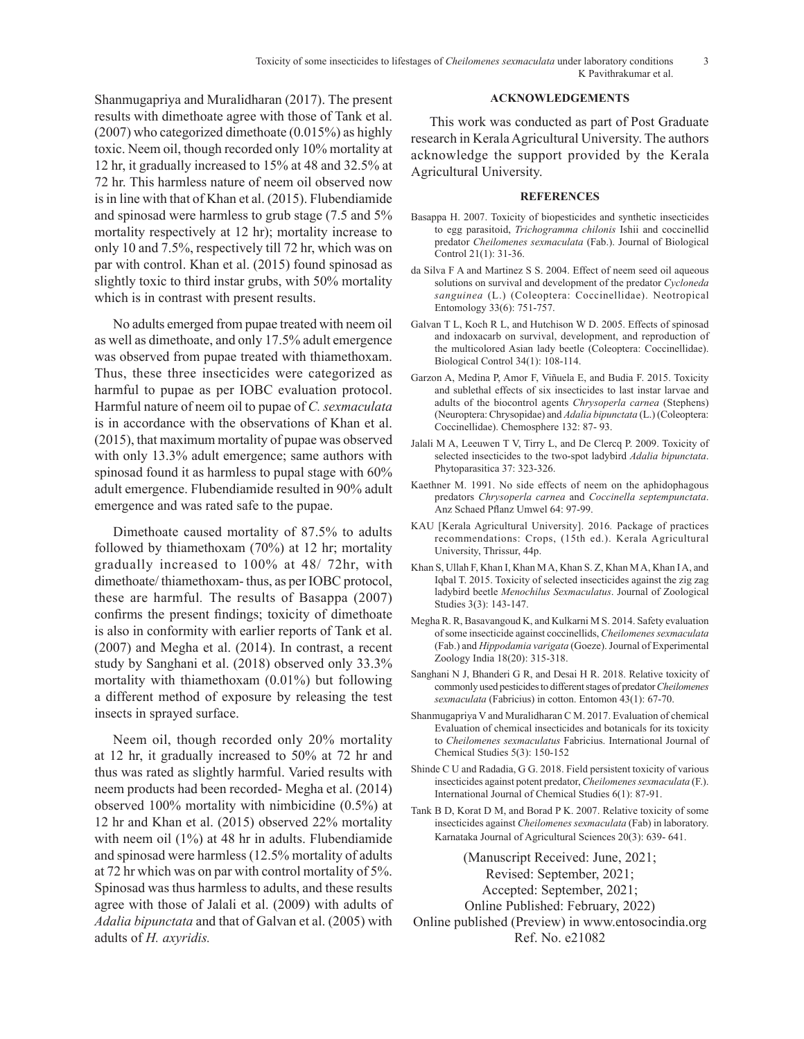Shanmugapriya and Muralidharan (2017). The present results with dimethoate agree with those of Tank et al. (2007) who categorized dimethoate (0.015%) as highly toxic. Neem oil, though recorded only 10% mortality at 12 hr, it gradually increased to 15% at 48 and 32.5% at 72 hr. This harmless nature of neem oil observed now is in line with that of Khan et al. (2015). Flubendiamide and spinosad were harmless to grub stage (7.5 and 5% mortality respectively at 12 hr); mortality increase to only 10 and 7.5%, respectively till 72 hr, which was on par with control. Khan et al. (2015) found spinosad as slightly toxic to third instar grubs, with 50% mortality which is in contrast with present results.

No adults emerged from pupae treated with neem oil as well as dimethoate, and only 17.5% adult emergence was observed from pupae treated with thiamethoxam. Thus, these three insecticides were categorized as harmful to pupae as per IOBC evaluation protocol. Harmful nature of neem oil to pupae of *C. sexmaculata* is in accordance with the observations of Khan et al. (2015), that maximum mortality of pupae was observed with only 13.3% adult emergence; same authors with spinosad found it as harmless to pupal stage with 60% adult emergence. Flubendiamide resulted in 90% adult emergence and was rated safe to the pupae.

Dimethoate caused mortality of 87.5% to adults followed by thiamethoxam (70%) at 12 hr; mortality gradually increased to 100% at 48/ 72hr, with dimethoate/ thiamethoxam- thus, as per IOBC protocol, these are harmful. The results of Basappa (2007) confirms the present findings; toxicity of dimethoate is also in conformity with earlier reports of Tank et al. (2007) and Megha et al. (2014). In contrast, a recent study by Sanghani et al. (2018) observed only 33.3% mortality with thiamethoxam (0.01%) but following a different method of exposure by releasing the test insects in sprayed surface.

Neem oil, though recorded only 20% mortality at 12 hr, it gradually increased to 50% at 72 hr and thus was rated as slightly harmful. Varied results with neem products had been recorded- Megha et al. (2014) observed 100% mortality with nimbicidine (0.5%) at 12 hr and Khan et al. (2015) observed 22% mortality with neem oil (1%) at 48 hr in adults. Flubendiamide and spinosad were harmless (12.5% mortality of adults at 72 hr which was on par with control mortality of 5%. Spinosad was thus harmless to adults, and these results agree with those of Jalali et al. (2009) with adults of *Adalia bipunctata* and that of Galvan et al. (2005) with adults of *H. axyridis.*

## ACKNOWLEDGEMENTS

This work was conducted as part of Post Graduate research in Kerala Agricultural University. The authors acknowledge the support provided by the Kerala Agricultural University.

## REFERENCES

Basappa H. 2007. Toxicity of biopesticides and synthetic insecticides to egg parasitoid, *Trichogramma chilonis* Ishii and coccinellid predator *Cheilomenes sexmaculata* (Fab.). Journal of Biological Control 21(1): 31-36.

da Silva F A and Martinez S S. 2004. Effect of neem seed oil aqueous solutions on survival and development of the predator *Cycloneda sanguinea* (L.) (Coleoptera: Coccinellidae). Neotropical Entomology 33(6): 751-757.

Galvan T L, Koch R L, and Hutchison W D. 2005. Effects of spinosad and indoxacarb on survival, development, and reproduction of the multicolored Asian lady beetle (Coleoptera: Coccinellidae). Biological Control 34(1): 108-114.

Garzon A, Medina P, Amor F, Viñuela E, and Budia F. 2015. Toxicity and sublethal effects of six insecticides to last instar larvae and adults of the biocontrol agents *Chrysoperla carnea* (Stephens) (Neuroptera: Chrysopidae) and *Adalia bipunctata* (L.) (Coleoptera: Coccinellidae). Chemosphere 132: 87- 93.

Jalali M A, Leeuwen T V, Tirry L, and De Clercq P. 2009. Toxicity of selected insecticides to the two-spot ladybird *Adalia bipunctata*. Phytoparasitica 37: 323-326.

Kaethner M. 1991. No side effects of neem on the aphidophagous predators *Chrysoperla carnea* and *Coccinella septempunctata*. Anz Schaed Pflanz Umwel 64: 97-99.

KAU [Kerala Agricultural University]. 2016. Package of practices recommendations: Crops, (15th ed.). Kerala Agricultural University, Thrissur, 44p.

Khan S, Ullah F, Khan I, Khan M A, Khan S. Z, Khan M A, Khan I A, and Iqbal T. 2015. Toxicity of selected insecticides against the zig zag ladybird beetle *Menochilus Sexmaculatus*. Journal of Zoological Studies 3(3): 143-147.

Megha R. R, Basavangoud K, and Kulkarni M S. 2014. Safety evaluation of some insecticide against coccinellids, *Cheilomenes sexmaculata* (Fab.) and *Hippodamia varigata* (Goeze). Journal of Experimental Zoology India 18(20): 315-318.

Sanghani N J, Bhanderi G R, and Desai H R. 2018. Relative toxicity of commonly used pesticides to different stages of predator *Cheilomenes sexmaculata* (Fabricius) in cotton. Entomon 43(1): 67-70.

Shanmugapriya V and Muralidharan C M. 2017. Evaluation of chemical Evaluation of chemical insecticides and botanicals for its toxicity to *Cheilomenes sexmaculatus* Fabricius. International Journal of Chemical Studies 5(3): 150-152

Shinde C U and Radadia, G G. 2018. Field persistent toxicity of various insecticides against potent predator, *Cheilomenes sexmaculata* (F.). International Journal of Chemical Studies 6(1): 87-91.

Tank B D, Korat D M, and Borad P K. 2007. Relative toxicity of some insecticides against *Cheilomenes sexmaculata* (Fab) in laboratory. Karnataka Journal of Agricultural Sciences 20(3): 639- 641.

(Manuscript Received: June, 2021;
Revised: September, 2021;
Accepted: September, 2021;
Online Published: February, 2022)
Online published (Preview) in www.entosocindia.org
Ref. No. e21082